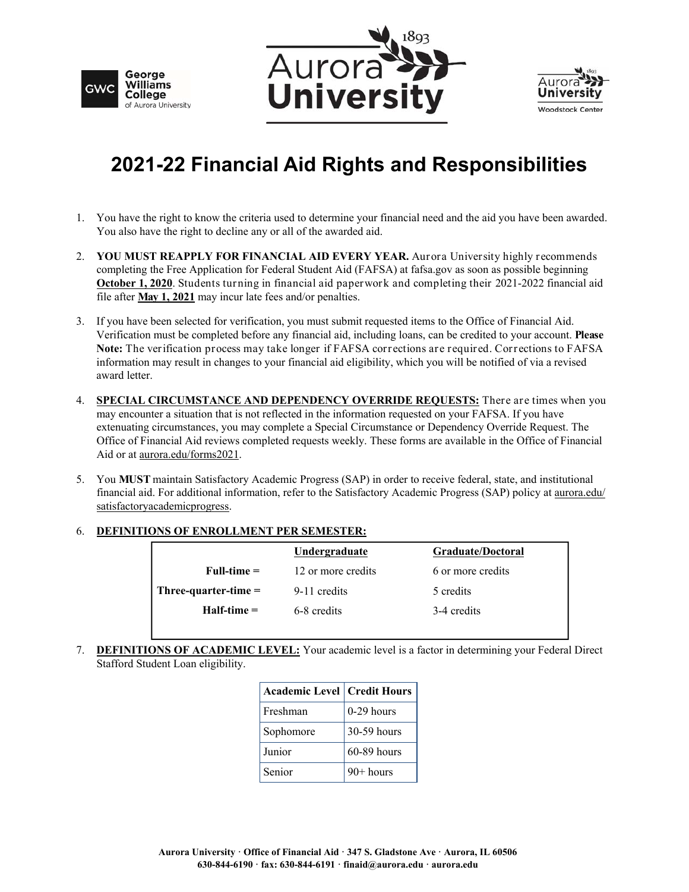# 2021-22 Financial Aid Rights and Responsibilities

1. You have the right to know the criteria used to determine your financial need and the aid you have been awarded. You also have the right to decline any or all of the awarded aid.

2. **YOU MUST REAPPLY FOR FINANCIAL AID EVERY YEAR.** Aurora University highly recommends completing the Free Application for Federal Student Aid (FAFSA) at fafsa.gov as soon as possible beginning **October 1, 2020**. Students turning in financial aid paperwork and completing their 2021-2022 financial aid file after **May 1, 2021** may incur late fees and/or penalties.

3. If you have been selected for verification, you must submit requested items to the Office of Financial Aid. Verification must be completed before any financial aid, including loans, can be credited to your account. **Please Note:** The verification process may take longer if FAFSA corrections are required. Corrections to FAFSA information may result in changes to your financial aid eligibility, which you will be notified of via a revised award letter.

4. **SPECIAL CIRCUMSTANCE AND DEPENDENCY OVERRIDE REQUESTS:** There are times when you may encounter a situation that is not reflected in the information requested on your FAFSA. If you have extenuating circumstances, you may complete a Special Circumstance or Dependency Override Request. The Office of Financial Aid reviews completed requests weekly. These forms are available in the Office of Financial Aid or at aurora.edu/forms2021.

5. You **MUST** maintain Satisfactory Academic Progress (SAP) in order to receive federal, state, and institutional financial aid. For additional information, refer to the Satisfactory Academic Progress (SAP) policy at aurora.edu/satisfactoryacademicprogress.

6. **DEFINITIONS OF ENROLLMENT PER SEMESTER:**

| | Undergraduate | Graduate/Doctoral |
|---|---|---|
| **Full-time =** | 12 or more credits | 6 or more credits |
| **Three-quarter-time =** | 9-11 credits | 5 credits |
| **Half-time =** | 6-8 credits | 3-4 credits |

7. **DEFINITIONS OF ACADEMIC LEVEL:** Your academic level is a factor in determining your Federal Direct Stafford Student Loan eligibility.

| Academic Level | Credit Hours |
|---|---|
| Freshman | 0-29 hours |
| Sophomore | 30-59 hours |
| Junior | 60-89 hours |
| Senior | 90+ hours |

**Aurora University · Office of Financial Aid · 347 S. Gladstone Ave · Aurora, IL 60506**
**630-844-6190 · fax: 630-844-6191 · finaid@aurora.edu · aurora.edu**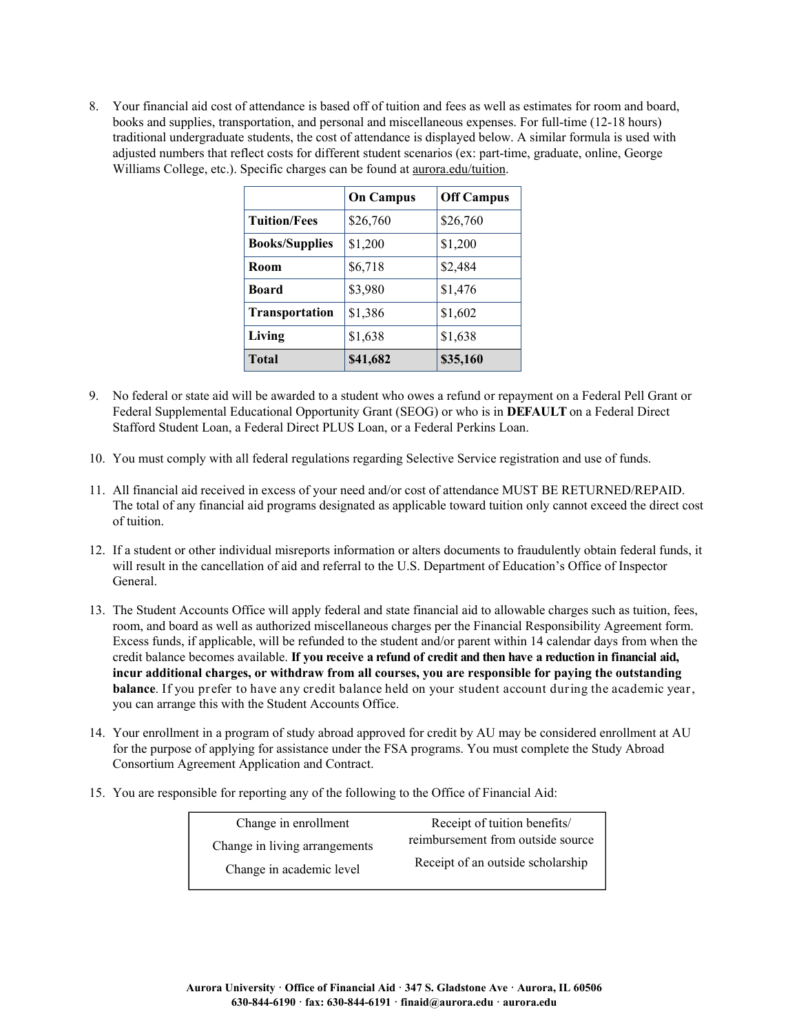8. Your financial aid cost of attendance is based off of tuition and fees as well as estimates for room and board, books and supplies, transportation, and personal and miscellaneous expenses. For full-time (12-18 hours) traditional undergraduate students, the cost of attendance is displayed below. A similar formula is used with adjusted numbers that reflect costs for different student scenarios (ex: part-time, graduate, online, George Williams College, etc.). Specific charges can be found at aurora.edu/tuition.

| | **On Campus** | **Off Campus** |
|---|---|---|
| **Tuition/Fees** | $26,760 | $26,760 |
| **Books/Supplies** | $1,200 | $1,200 |
| **Room** | $6,718 | $2,484 |
| **Board** | $3,980 | $1,476 |
| **Transportation** | $1,386 | $1,602 |
| **Living** | $1,638 | $1,638 |
| **Total** | **$41,682** | **$35,160** |

9. No federal or state aid will be awarded to a student who owes a refund or repayment on a Federal Pell Grant or Federal Supplemental Educational Opportunity Grant (SEOG) or who is in **DEFAULT** on a Federal Direct Stafford Student Loan, a Federal Direct PLUS Loan, or a Federal Perkins Loan.

10. You must comply with all federal regulations regarding Selective Service registration and use of funds.

11. All financial aid received in excess of your need and/or cost of attendance MUST BE RETURNED/REPAID. The total of any financial aid programs designated as applicable toward tuition only cannot exceed the direct cost of tuition.

12. If a student or other individual misreports information or alters documents to fraudulently obtain federal funds, it will result in the cancellation of aid and referral to the U.S. Department of Education's Office of Inspector General.

13. The Student Accounts Office will apply federal and state financial aid to allowable charges such as tuition, fees, room, and board as well as authorized miscellaneous charges per the Financial Responsibility Agreement form. Excess funds, if applicable, will be refunded to the student and/or parent within 14 calendar days from when the credit balance becomes available. **If you receive a refund of credit and then have a reduction in financial aid, incur additional charges, or withdraw from all courses, you are responsible for paying the outstanding balance**. If you prefer to have any credit balance held on your student account during the academic year, you can arrange this with the Student Accounts Office.

14. Your enrollment in a program of study abroad approved for credit by AU may be considered enrollment at AU for the purpose of applying for assistance under the FSA programs. You must complete the Study Abroad Consortium Agreement Application and Contract.

15. You are responsible for reporting any of the following to the Office of Financial Aid:

| | |
|---|---|
| Change in enrollment | Receipt of tuition benefits/ reimbursement from outside source |
| Change in living arrangements | Receipt of an outside scholarship |
| Change in academic level | |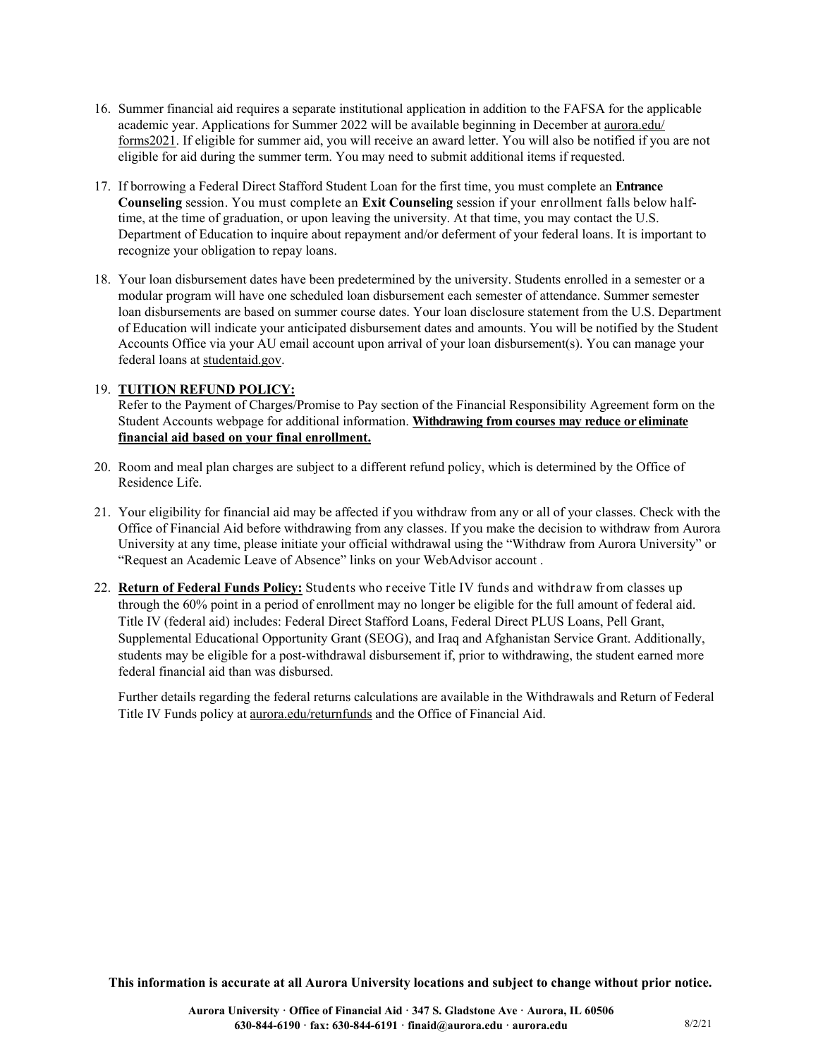16. Summer financial aid requires a separate institutional application in addition to the FAFSA for the applicable academic year. Applications for Summer 2022 will be available beginning in December at aurora.edu/forms2021. If eligible for summer aid, you will receive an award letter. You will also be notified if you are not eligible for aid during the summer term. You may need to submit additional items if requested.

17. If borrowing a Federal Direct Stafford Student Loan for the first time, you must complete an **Entrance Counseling** session. You must complete an **Exit Counseling** session if your enrollment falls below half-time, at the time of graduation, or upon leaving the university. At that time, you may contact the U.S. Department of Education to inquire about repayment and/or deferment of your federal loans. It is important to recognize your obligation to repay loans.

18. Your loan disbursement dates have been predetermined by the university. Students enrolled in a semester or a modular program will have one scheduled loan disbursement each semester of attendance. Summer semester loan disbursements are based on summer course dates. Your loan disclosure statement from the U.S. Department of Education will indicate your anticipated disbursement dates and amounts. You will be notified by the Student Accounts Office via your AU email account upon arrival of your loan disbursement(s). You can manage your federal loans at studentaid.gov.

19. **TUITION REFUND POLICY:**
    Refer to the Payment of Charges/Promise to Pay section of the Financial Responsibility Agreement form on the Student Accounts webpage for additional information. **Withdrawing from courses may reduce or eliminate financial aid based on your final enrollment.**

20. Room and meal plan charges are subject to a different refund policy, which is determined by the Office of Residence Life.

21. Your eligibility for financial aid may be affected if you withdraw from any or all of your classes. Check with the Office of Financial Aid before withdrawing from any classes. If you make the decision to withdraw from Aurora University at any time, please initiate your official withdrawal using the "Withdraw from Aurora University" or "Request an Academic Leave of Absence" links on your WebAdvisor account .

22. **Return of Federal Funds Policy:** Students who receive Title IV funds and withdraw from classes up through the 60% point in a period of enrollment may no longer be eligible for the full amount of federal aid. Title IV (federal aid) includes: Federal Direct Stafford Loans, Federal Direct PLUS Loans, Pell Grant, Supplemental Educational Opportunity Grant (SEOG), and Iraq and Afghanistan Service Grant. Additionally, students may be eligible for a post-withdrawal disbursement if, prior to withdrawing, the student earned more federal financial aid than was disbursed.

    Further details regarding the federal returns calculations are available in the Withdrawals and Return of Federal Title IV Funds policy at aurora.edu/returnfunds and the Office of Financial Aid.

**This information is accurate at all Aurora University locations and subject to change without prior notice.**

**Aurora University · Office of Financial Aid · 347 S. Gladstone Ave · Aurora, IL 60506**
**630-844-6190 · fax: 630-844-6191 · finaid@aurora.edu · aurora.edu**

8/2/21